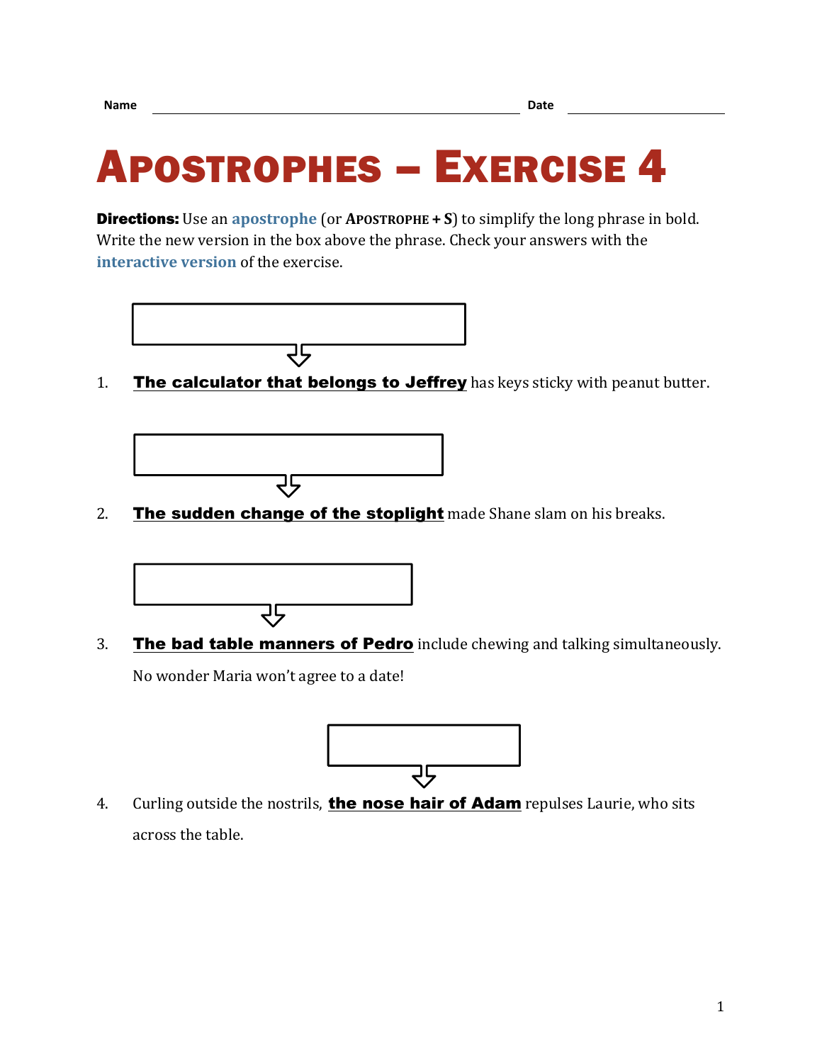Name \_\_\_\_\_\_\_\_\_\_\_\_\_\_\_\_\_\_\_\_\_\_\_\_\_\_\_\_\_\_ Date \_\_\_\_\_\_\_\_\_\_\_\_\_\_\_

# Apostrophes – Exercise 4

**Directions:** Use an apostrophe (or **Apostrophe + S**) to simplify the long phrase in bold. Write the new version in the box above the phrase. Check your answers with the interactive version of the exercise.

1. **The calculator that belongs to Jeffrey** has keys sticky with peanut butter.

2. **The sudden change of the stoplight** made Shane slam on his breaks.

3. **The bad table manners of Pedro** include chewing and talking simultaneously. No wonder Maria won't agree to a date!

4. Curling outside the nostrils, **the nose hair of Adam** repulses Laurie, who sits across the table.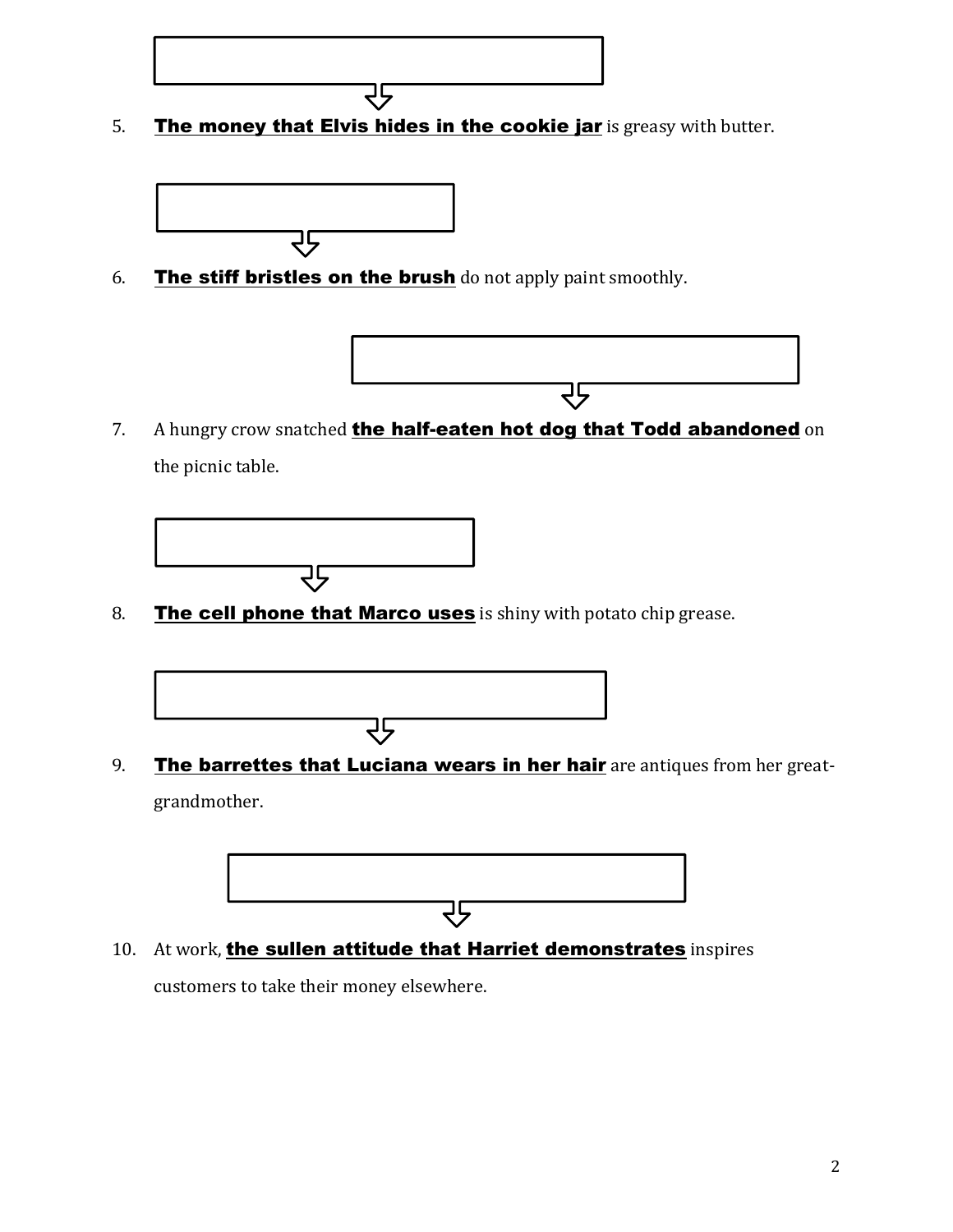5. **<u>The money that Elvis hides in the cookie jar</u>** is greasy with butter.

6. **<u>The stiff bristles on the brush</u>** do not apply paint smoothly.

7. A hungry crow snatched **<u>the half-eaten hot dog that Todd abandoned</u>** on the picnic table.

8. **<u>The cell phone that Marco uses</u>** is shiny with potato chip grease.

9. **<u>The barrettes that Luciana wears in her hair</u>** are antiques from her great-grandmother.

10. At work, **<u>the sullen attitude that Harriet demonstrates</u>** inspires customers to take their money elsewhere.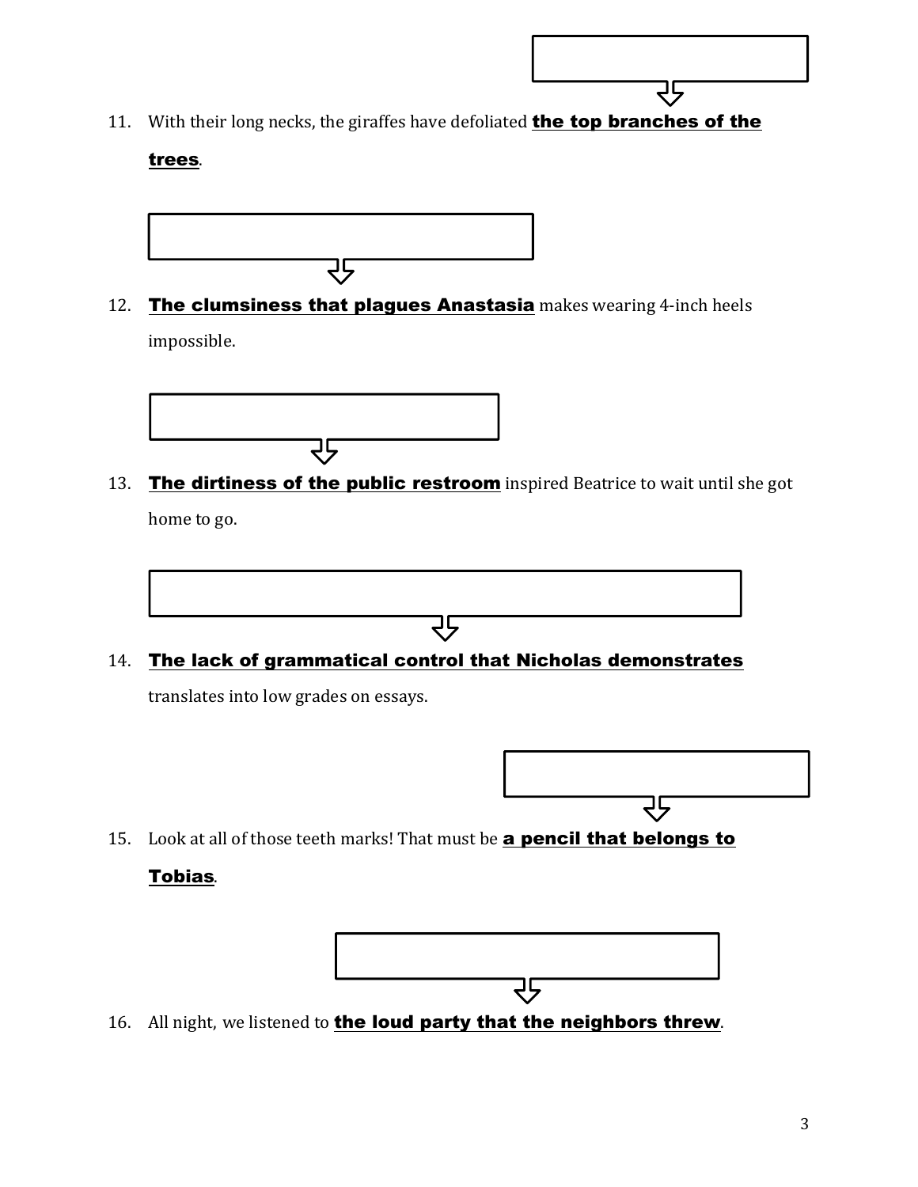11. With their long necks, the giraffes have defoliated **<u>the top branches of the trees</u>**.

12. **<u>The clumsiness that plagues Anastasia</u>** makes wearing 4-inch heels impossible.

13. **<u>The dirtiness of the public restroom</u>** inspired Beatrice to wait until she got home to go.

14. **<u>The lack of grammatical control that Nicholas demonstrates</u>** translates into low grades on essays.

15. Look at all of those teeth marks! That must be **<u>a pencil that belongs to Tobias</u>**.

16. All night, we listened to **<u>the loud party that the neighbors threw</u>**.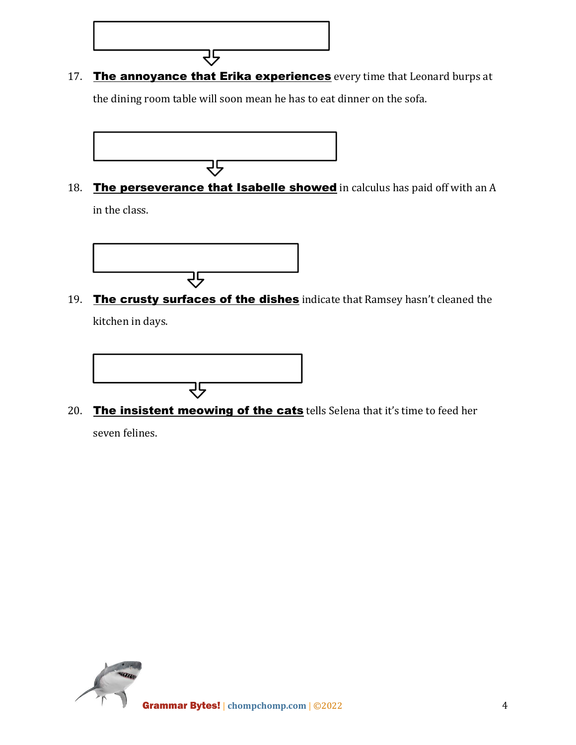17. **The annoyance that Erika experiences** every time that Leonard burps at the dining room table will soon mean he has to eat dinner on the sofa.

18. **The perseverance that Isabelle showed** in calculus has paid off with an A in the class.

19. **The crusty surfaces of the dishes** indicate that Ramsey hasn't cleaned the kitchen in days.

20. **The insistent meowing of the cats** tells Selena that it's time to feed her seven felines.